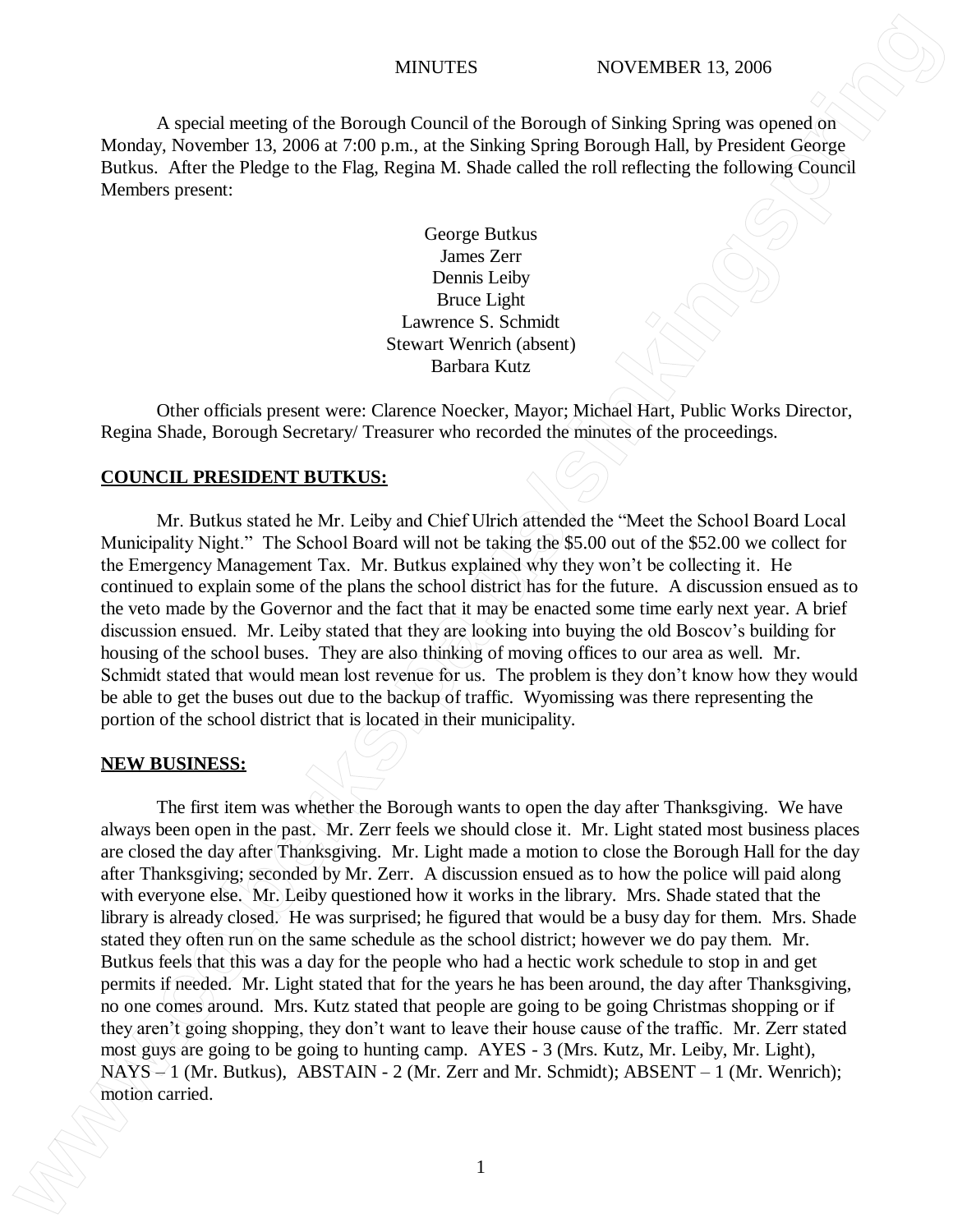MINUTES NOVEMBER 13, 2006

A special meeting of the Borough Council of the Borough of Sinking Spring was opened on Monday, November 13, 2006 at 7:00 p.m., at the Sinking Spring Borough Hall, by President George Butkus. After the Pledge to the Flag, Regina M. Shade called the roll reflecting the following Council Members present:

George Butkus
James Zerr
Dennis Leiby
Bruce Light
Lawrence S. Schmidt
Stewart Wenrich (absent)
Barbara Kutz

Other officials present were: Clarence Noecker, Mayor; Michael Hart, Public Works Director, Regina Shade, Borough Secretary/ Treasurer who recorded the minutes of the proceedings.

**COUNCIL PRESIDENT BUTKUS:**

Mr. Butkus stated he Mr. Leiby and Chief Ulrich attended the "Meet the School Board Local Municipality Night." The School Board will not be taking the $5.00 out of the $52.00 we collect for the Emergency Management Tax. Mr. Butkus explained why they won't be collecting it. He continued to explain some of the plans the school district has for the future. A discussion ensued as to the veto made by the Governor and the fact that it may be enacted some time early next year. A brief discussion ensued. Mr. Leiby stated that they are looking into buying the old Boscov's building for housing of the school buses. They are also thinking of moving offices to our area as well. Mr. Schmidt stated that would mean lost revenue for us. The problem is they don't know how they would be able to get the buses out due to the backup of traffic. Wyomissing was there representing the portion of the school district that is located in their municipality.

**NEW BUSINESS:**

The first item was whether the Borough wants to open the day after Thanksgiving. We have always been open in the past. Mr. Zerr feels we should close it. Mr. Light stated most business places are closed the day after Thanksgiving. Mr. Light made a motion to close the Borough Hall for the day after Thanksgiving; seconded by Mr. Zerr. A discussion ensued as to how the police will paid along with everyone else. Mr. Leiby questioned how it works in the library. Mrs. Shade stated that the library is already closed. He was surprised; he figured that would be a busy day for them. Mrs. Shade stated they often run on the same schedule as the school district; however we do pay them. Mr. Butkus feels that this was a day for the people who had a hectic work schedule to stop in and get permits if needed. Mr. Light stated that for the years he has been around, the day after Thanksgiving, no one comes around. Mrs. Kutz stated that people are going to be going Christmas shopping or if they aren't going shopping, they don't want to leave their house cause of the traffic. Mr. Zerr stated most guys are going to be going to hunting camp. AYES - 3 (Mrs. Kutz, Mr. Leiby, Mr. Light), NAYS – 1 (Mr. Butkus), ABSTAIN - 2 (Mr. Zerr and Mr. Schmidt); ABSENT – 1 (Mr. Wenrich); motion carried.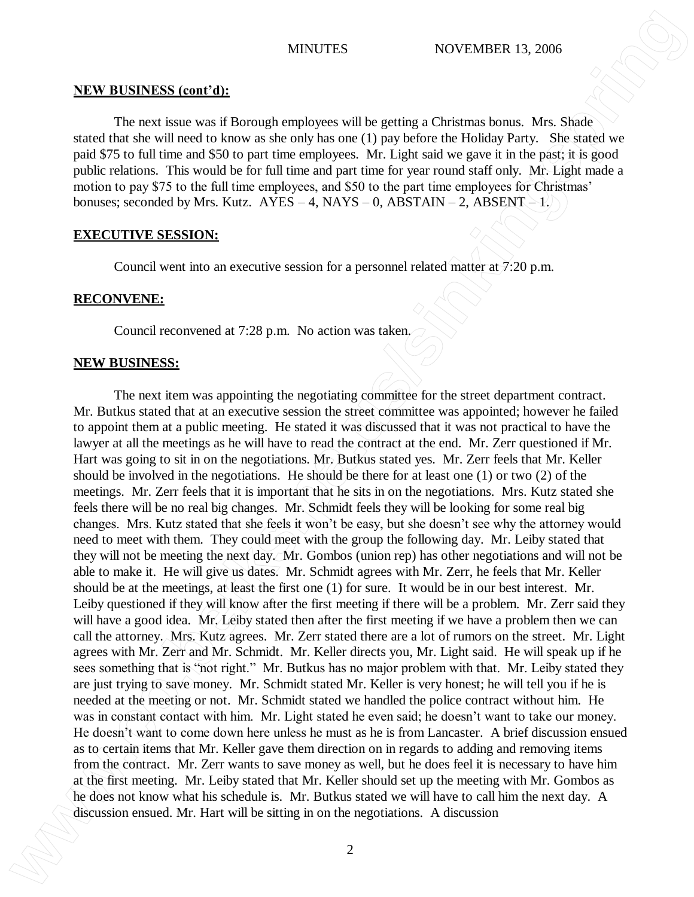## NEW BUSINESS (cont'd):

The next issue was if Borough employees will be getting a Christmas bonus. Mrs. Shade stated that she will need to know as she only has one (1) pay before the Holiday Party. She stated we paid $75 to full time and $50 to part time employees. Mr. Light said we gave it in the past; it is good public relations. This would be for full time and part time for year round staff only. Mr. Light made a motion to pay $75 to the full time employees, and $50 to the part time employees for Christmas' bonuses; seconded by Mrs. Kutz. AYES – 4, NAYS – 0, ABSTAIN – 2, ABSENT – 1.

## EXECUTIVE SESSION:

Council went into an executive session for a personnel related matter at 7:20 p.m.

## RECONVENE:

Council reconvened at 7:28 p.m. No action was taken.

## NEW BUSINESS:

The next item was appointing the negotiating committee for the street department contract. Mr. Butkus stated that at an executive session the street committee was appointed; however he failed to appoint them at a public meeting. He stated it was discussed that it was not practical to have the lawyer at all the meetings as he will have to read the contract at the end. Mr. Zerr questioned if Mr. Hart was going to sit in on the negotiations. Mr. Butkus stated yes. Mr. Zerr feels that Mr. Keller should be involved in the negotiations. He should be there for at least one (1) or two (2) of the meetings. Mr. Zerr feels that it is important that he sits in on the negotiations. Mrs. Kutz stated she feels there will be no real big changes. Mr. Schmidt feels they will be looking for some real big changes. Mrs. Kutz stated that she feels it won't be easy, but she doesn't see why the attorney would need to meet with them. They could meet with the group the following day. Mr. Leiby stated that they will not be meeting the next day. Mr. Gombos (union rep) has other negotiations and will not be able to make it. He will give us dates. Mr. Schmidt agrees with Mr. Zerr, he feels that Mr. Keller should be at the meetings, at least the first one (1) for sure. It would be in our best interest. Mr. Leiby questioned if they will know after the first meeting if there will be a problem. Mr. Zerr said they will have a good idea. Mr. Leiby stated then after the first meeting if we have a problem then we can call the attorney. Mrs. Kutz agrees. Mr. Zerr stated there are a lot of rumors on the street. Mr. Light agrees with Mr. Zerr and Mr. Schmidt. Mr. Keller directs you, Mr. Light said. He will speak up if he sees something that is "not right." Mr. Butkus has no major problem with that. Mr. Leiby stated they are just trying to save money. Mr. Schmidt stated Mr. Keller is very honest; he will tell you if he is needed at the meeting or not. Mr. Schmidt stated we handled the police contract without him. He was in constant contact with him. Mr. Light stated he even said; he doesn't want to take our money. He doesn't want to come down here unless he must as he is from Lancaster. A brief discussion ensued as to certain items that Mr. Keller gave them direction on in regards to adding and removing items from the contract. Mr. Zerr wants to save money as well, but he does feel it is necessary to have him at the first meeting. Mr. Leiby stated that Mr. Keller should set up the meeting with Mr. Gombos as he does not know what his schedule is. Mr. Butkus stated we will have to call him the next day. A discussion ensued. Mr. Hart will be sitting in on the negotiations. A discussion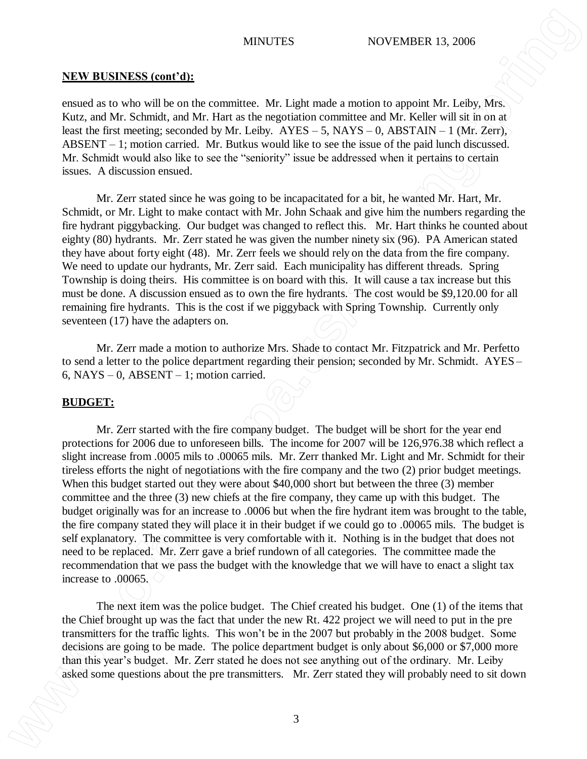**NEW BUSINESS (cont'd):**

ensued as to who will be on the committee. Mr. Light made a motion to appoint Mr. Leiby, Mrs. Kutz, and Mr. Schmidt, and Mr. Hart as the negotiation committee and Mr. Keller will sit in on at least the first meeting; seconded by Mr. Leiby. AYES – 5, NAYS – 0, ABSTAIN – 1 (Mr. Zerr), ABSENT – 1; motion carried. Mr. Butkus would like to see the issue of the paid lunch discussed. Mr. Schmidt would also like to see the "seniority" issue be addressed when it pertains to certain issues. A discussion ensued.

Mr. Zerr stated since he was going to be incapacitated for a bit, he wanted Mr. Hart, Mr. Schmidt, or Mr. Light to make contact with Mr. John Schaak and give him the numbers regarding the fire hydrant piggybacking. Our budget was changed to reflect this. Mr. Hart thinks he counted about eighty (80) hydrants. Mr. Zerr stated he was given the number ninety six (96). PA American stated they have about forty eight (48). Mr. Zerr feels we should rely on the data from the fire company. We need to update our hydrants, Mr. Zerr said. Each municipality has different threads. Spring Township is doing theirs. His committee is on board with this. It will cause a tax increase but this must be done. A discussion ensued as to own the fire hydrants. The cost would be $9,120.00 for all remaining fire hydrants. This is the cost if we piggyback with Spring Township. Currently only seventeen (17) have the adapters on.

Mr. Zerr made a motion to authorize Mrs. Shade to contact Mr. Fitzpatrick and Mr. Perfetto to send a letter to the police department regarding their pension; seconded by Mr. Schmidt. AYES – 6, NAYS – 0, ABSENT – 1; motion carried.

**BUDGET:**

Mr. Zerr started with the fire company budget. The budget will be short for the year end protections for 2006 due to unforeseen bills. The income for 2007 will be 126,976.38 which reflect a slight increase from .0005 mils to .00065 mils. Mr. Zerr thanked Mr. Light and Mr. Schmidt for their tireless efforts the night of negotiations with the fire company and the two (2) prior budget meetings. When this budget started out they were about $40,000 short but between the three (3) member committee and the three (3) new chiefs at the fire company, they came up with this budget. The budget originally was for an increase to .0006 but when the fire hydrant item was brought to the table, the fire company stated they will place it in their budget if we could go to .00065 mils. The budget is self explanatory. The committee is very comfortable with it. Nothing is in the budget that does not need to be replaced. Mr. Zerr gave a brief rundown of all categories. The committee made the recommendation that we pass the budget with the knowledge that we will have to enact a slight tax increase to .00065.

The next item was the police budget. The Chief created his budget. One (1) of the items that the Chief brought up was the fact that under the new Rt. 422 project we will need to put in the pre transmitters for the traffic lights. This won't be in the 2007 but probably in the 2008 budget. Some decisions are going to be made. The police department budget is only about $6,000 or $7,000 more than this year's budget. Mr. Zerr stated he does not see anything out of the ordinary. Mr. Leiby asked some questions about the pre transmitters. Mr. Zerr stated they will probably need to sit down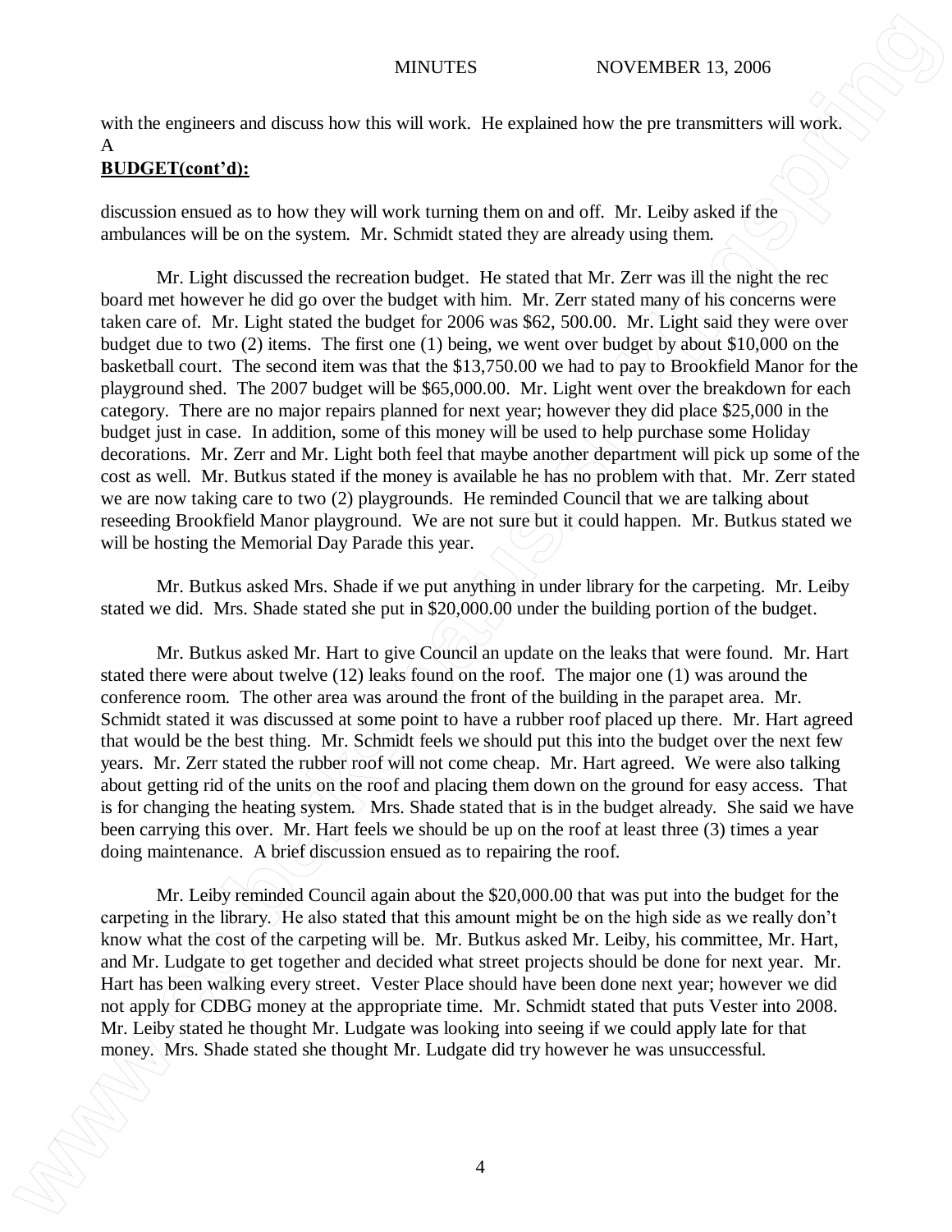with the engineers and discuss how this will work. He explained how the pre transmitters will work. A

**BUDGET(cont'd):**

discussion ensued as to how they will work turning them on and off. Mr. Leiby asked if the ambulances will be on the system. Mr. Schmidt stated they are already using them.

Mr. Light discussed the recreation budget. He stated that Mr. Zerr was ill the night the rec board met however he did go over the budget with him. Mr. Zerr stated many of his concerns were taken care of. Mr. Light stated the budget for 2006 was $62, 500.00. Mr. Light said they were over budget due to two (2) items. The first one (1) being, we went over budget by about $10,000 on the basketball court. The second item was that the $13,750.00 we had to pay to Brookfield Manor for the playground shed. The 2007 budget will be $65,000.00. Mr. Light went over the breakdown for each category. There are no major repairs planned for next year; however they did place $25,000 in the budget just in case. In addition, some of this money will be used to help purchase some Holiday decorations. Mr. Zerr and Mr. Light both feel that maybe another department will pick up some of the cost as well. Mr. Butkus stated if the money is available he has no problem with that. Mr. Zerr stated we are now taking care to two (2) playgrounds. He reminded Council that we are talking about reseeding Brookfield Manor playground. We are not sure but it could happen. Mr. Butkus stated we will be hosting the Memorial Day Parade this year.

Mr. Butkus asked Mrs. Shade if we put anything in under library for the carpeting. Mr. Leiby stated we did. Mrs. Shade stated she put in $20,000.00 under the building portion of the budget.

Mr. Butkus asked Mr. Hart to give Council an update on the leaks that were found. Mr. Hart stated there were about twelve (12) leaks found on the roof. The major one (1) was around the conference room. The other area was around the front of the building in the parapet area. Mr. Schmidt stated it was discussed at some point to have a rubber roof placed up there. Mr. Hart agreed that would be the best thing. Mr. Schmidt feels we should put this into the budget over the next few years. Mr. Zerr stated the rubber roof will not come cheap. Mr. Hart agreed. We were also talking about getting rid of the units on the roof and placing them down on the ground for easy access. That is for changing the heating system. Mrs. Shade stated that is in the budget already. She said we have been carrying this over. Mr. Hart feels we should be up on the roof at least three (3) times a year doing maintenance. A brief discussion ensued as to repairing the roof.

Mr. Leiby reminded Council again about the $20,000.00 that was put into the budget for the carpeting in the library. He also stated that this amount might be on the high side as we really don't know what the cost of the carpeting will be. Mr. Butkus asked Mr. Leiby, his committee, Mr. Hart, and Mr. Ludgate to get together and decided what street projects should be done for next year. Mr. Hart has been walking every street. Vester Place should have been done next year; however we did not apply for CDBG money at the appropriate time. Mr. Schmidt stated that puts Vester into 2008. Mr. Leiby stated he thought Mr. Ludgate was looking into seeing if we could apply late for that money. Mrs. Shade stated she thought Mr. Ludgate did try however he was unsuccessful.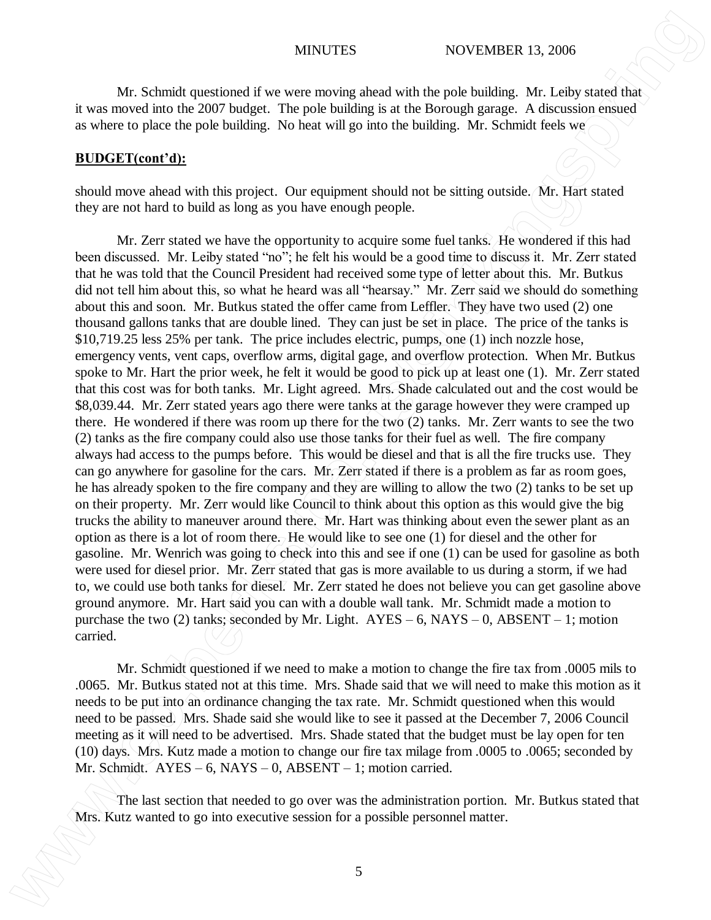Mr. Schmidt questioned if we were moving ahead with the pole building. Mr. Leiby stated that it was moved into the 2007 budget. The pole building is at the Borough garage. A discussion ensued as where to place the pole building. No heat will go into the building. Mr. Schmidt feels we

**BUDGET(cont'd):**

should move ahead with this project. Our equipment should not be sitting outside. Mr. Hart stated they are not hard to build as long as you have enough people.

Mr. Zerr stated we have the opportunity to acquire some fuel tanks. He wondered if this had been discussed. Mr. Leiby stated "no"; he felt his would be a good time to discuss it. Mr. Zerr stated that he was told that the Council President had received some type of letter about this. Mr. Butkus did not tell him about this, so what he heard was all "hearsay." Mr. Zerr said we should do something about this and soon. Mr. Butkus stated the offer came from Leffler. They have two used (2) one thousand gallons tanks that are double lined. They can just be set in place. The price of the tanks is $10,719.25 less 25% per tank. The price includes electric, pumps, one (1) inch nozzle hose, emergency vents, vent caps, overflow arms, digital gage, and overflow protection. When Mr. Butkus spoke to Mr. Hart the prior week, he felt it would be good to pick up at least one (1). Mr. Zerr stated that this cost was for both tanks. Mr. Light agreed. Mrs. Shade calculated out and the cost would be $8,039.44. Mr. Zerr stated years ago there were tanks at the garage however they were cramped up there. He wondered if there was room up there for the two (2) tanks. Mr. Zerr wants to see the two (2) tanks as the fire company could also use those tanks for their fuel as well. The fire company always had access to the pumps before. This would be diesel and that is all the fire trucks use. They can go anywhere for gasoline for the cars. Mr. Zerr stated if there is a problem as far as room goes, he has already spoken to the fire company and they are willing to allow the two (2) tanks to be set up on their property. Mr. Zerr would like Council to think about this option as this would give the big trucks the ability to maneuver around there. Mr. Hart was thinking about even the sewer plant as an option as there is a lot of room there. He would like to see one (1) for diesel and the other for gasoline. Mr. Wenrich was going to check into this and see if one (1) can be used for gasoline as both were used for diesel prior. Mr. Zerr stated that gas is more available to us during a storm, if we had to, we could use both tanks for diesel. Mr. Zerr stated he does not believe you can get gasoline above ground anymore. Mr. Hart said you can with a double wall tank. Mr. Schmidt made a motion to purchase the two (2) tanks; seconded by Mr. Light. AYES – 6, NAYS – 0, ABSENT – 1; motion carried.

Mr. Schmidt questioned if we need to make a motion to change the fire tax from .0005 mils to .0065. Mr. Butkus stated not at this time. Mrs. Shade said that we will need to make this motion as it needs to be put into an ordinance changing the tax rate. Mr. Schmidt questioned when this would need to be passed. Mrs. Shade said she would like to see it passed at the December 7, 2006 Council meeting as it will need to be advertised. Mrs. Shade stated that the budget must be lay open for ten (10) days. Mrs. Kutz made a motion to change our fire tax milage from .0005 to .0065; seconded by Mr. Schmidt. AYES – 6, NAYS – 0, ABSENT – 1; motion carried.

The last section that needed to go over was the administration portion. Mr. Butkus stated that Mrs. Kutz wanted to go into executive session for a possible personnel matter.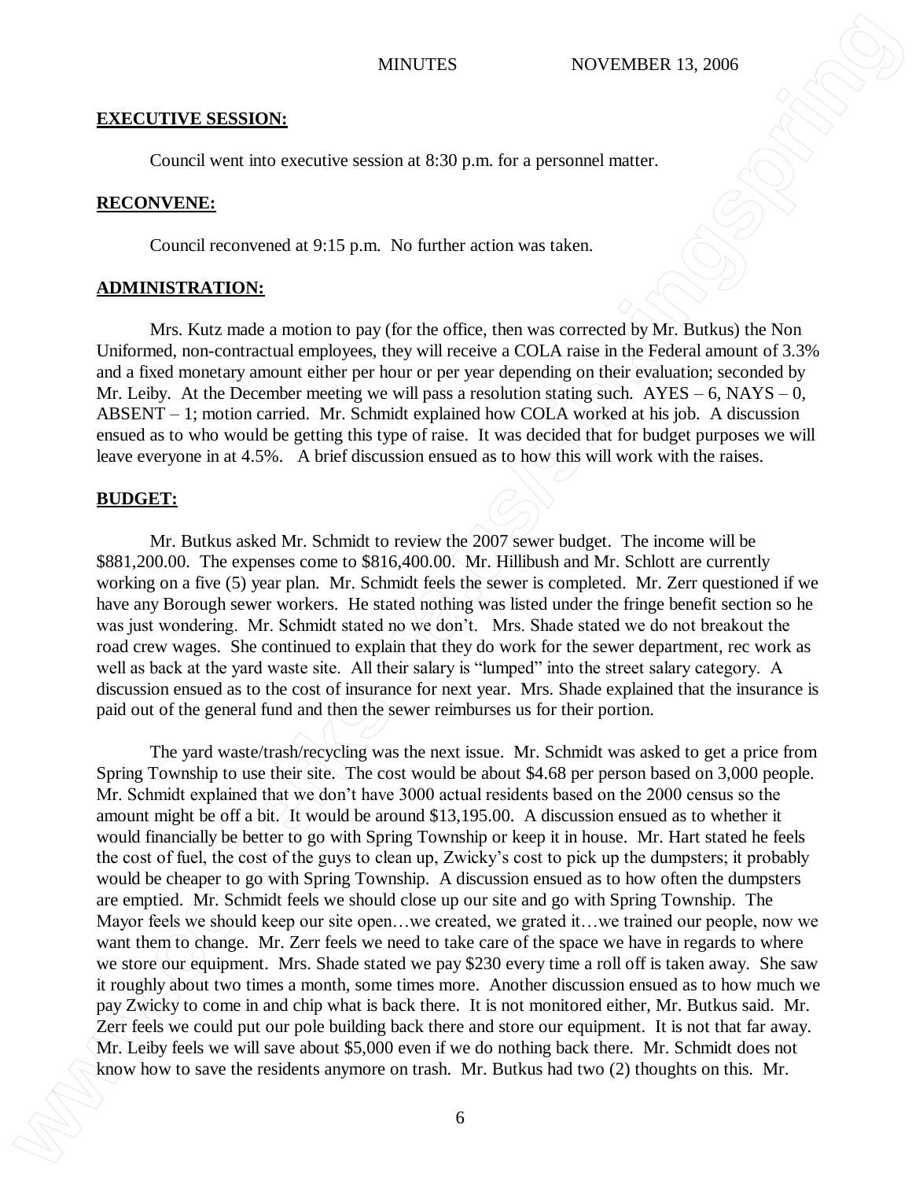## EXECUTIVE SESSION:

Council went into executive session at 8:30 p.m. for a personnel matter.

## RECONVENE:

Council reconvened at 9:15 p.m. No further action was taken.

## ADMINISTRATION:

Mrs. Kutz made a motion to pay (for the office, then was corrected by Mr. Butkus) the Non Uniformed, non-contractual employees, they will receive a COLA raise in the Federal amount of 3.3% and a fixed monetary amount either per hour or per year depending on their evaluation; seconded by Mr. Leiby. At the December meeting we will pass a resolution stating such. AYES – 6, NAYS – 0, ABSENT – 1; motion carried. Mr. Schmidt explained how COLA worked at his job. A discussion ensued as to who would be getting this type of raise. It was decided that for budget purposes we will leave everyone in at 4.5%. A brief discussion ensued as to how this will work with the raises.

## BUDGET:

Mr. Butkus asked Mr. Schmidt to review the 2007 sewer budget. The income will be $881,200.00. The expenses come to $816,400.00. Mr. Hillibush and Mr. Schlott are currently working on a five (5) year plan. Mr. Schmidt feels the sewer is completed. Mr. Zerr questioned if we have any Borough sewer workers. He stated nothing was listed under the fringe benefit section so he was just wondering. Mr. Schmidt stated no we don't. Mrs. Shade stated we do not breakout the road crew wages. She continued to explain that they do work for the sewer department, rec work as well as back at the yard waste site. All their salary is "lumped" into the street salary category. A discussion ensued as to the cost of insurance for next year. Mrs. Shade explained that the insurance is paid out of the general fund and then the sewer reimburses us for their portion.

The yard waste/trash/recycling was the next issue. Mr. Schmidt was asked to get a price from Spring Township to use their site. The cost would be about $4.68 per person based on 3,000 people. Mr. Schmidt explained that we don't have 3000 actual residents based on the 2000 census so the amount might be off a bit. It would be around $13,195.00. A discussion ensued as to whether it would financially be better to go with Spring Township or keep it in house. Mr. Hart stated he feels the cost of fuel, the cost of the guys to clean up, Zwicky's cost to pick up the dumpsters; it probably would be cheaper to go with Spring Township. A discussion ensued as to how often the dumpsters are emptied. Mr. Schmidt feels we should close up our site and go with Spring Township. The Mayor feels we should keep our site open…we created, we grated it…we trained our people, now we want them to change. Mr. Zerr feels we need to take care of the space we have in regards to where we store our equipment. Mrs. Shade stated we pay $230 every time a roll off is taken away. She saw it roughly about two times a month, some times more. Another discussion ensued as to how much we pay Zwicky to come in and chip what is back there. It is not monitored either, Mr. Butkus said. Mr. Zerr feels we could put our pole building back there and store our equipment. It is not that far away. Mr. Leiby feels we will save about $5,000 even if we do nothing back there. Mr. Schmidt does not know how to save the residents anymore on trash. Mr. Butkus had two (2) thoughts on this. Mr.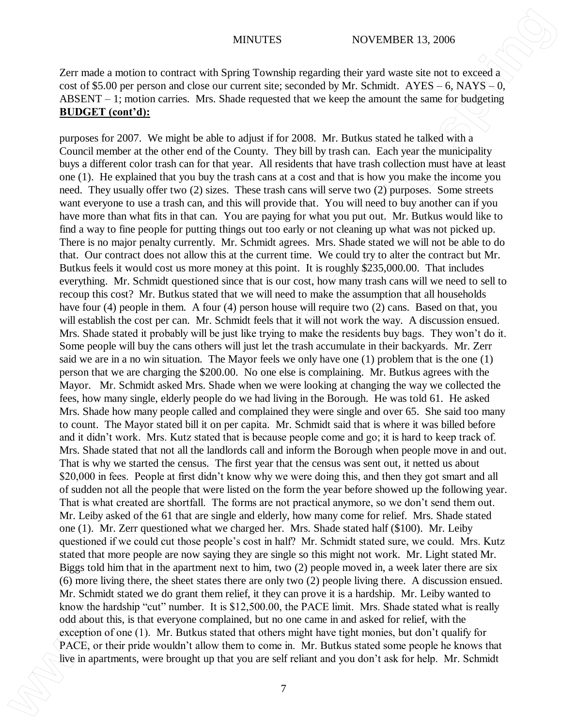Zerr made a motion to contract with Spring Township regarding their yard waste site not to exceed a cost of $5.00 per person and close our current site; seconded by Mr. Schmidt. AYES – 6, NAYS – 0, ABSENT – 1; motion carries. Mrs. Shade requested that we keep the amount the same for budgeting

**BUDGET (cont'd):**

purposes for 2007. We might be able to adjust if for 2008. Mr. Butkus stated he talked with a Council member at the other end of the County. They bill by trash can. Each year the municipality buys a different color trash can for that year. All residents that have trash collection must have at least one (1). He explained that you buy the trash cans at a cost and that is how you make the income you need. They usually offer two (2) sizes. These trash cans will serve two (2) purposes. Some streets want everyone to use a trash can, and this will provide that. You will need to buy another can if you have more than what fits in that can. You are paying for what you put out. Mr. Butkus would like to find a way to fine people for putting things out too early or not cleaning up what was not picked up. There is no major penalty currently. Mr. Schmidt agrees. Mrs. Shade stated we will not be able to do that. Our contract does not allow this at the current time. We could try to alter the contract but Mr. Butkus feels it would cost us more money at this point. It is roughly $235,000.00. That includes everything. Mr. Schmidt questioned since that is our cost, how many trash cans will we need to sell to recoup this cost? Mr. Butkus stated that we will need to make the assumption that all households have four (4) people in them. A four (4) person house will require two (2) cans. Based on that, you will establish the cost per can. Mr. Schmidt feels that it will not work the way. A discussion ensued. Mrs. Shade stated it probably will be just like trying to make the residents buy bags. They won't do it. Some people will buy the cans others will just let the trash accumulate in their backyards. Mr. Zerr said we are in a no win situation. The Mayor feels we only have one (1) problem that is the one (1) person that we are charging the $200.00. No one else is complaining. Mr. Butkus agrees with the Mayor. Mr. Schmidt asked Mrs. Shade when we were looking at changing the way we collected the fees, how many single, elderly people do we had living in the Borough. He was told 61. He asked Mrs. Shade how many people called and complained they were single and over 65. She said too many to count. The Mayor stated bill it on per capita. Mr. Schmidt said that is where it was billed before and it didn't work. Mrs. Kutz stated that is because people come and go; it is hard to keep track of. Mrs. Shade stated that not all the landlords call and inform the Borough when people move in and out. That is why we started the census. The first year that the census was sent out, it netted us about $20,000 in fees. People at first didn't know why we were doing this, and then they got smart and all of sudden not all the people that were listed on the form the year before showed up the following year. That is what created are shortfall. The forms are not practical anymore, so we don't send them out. Mr. Leiby asked of the 61 that are single and elderly, how many come for relief. Mrs. Shade stated one (1). Mr. Zerr questioned what we charged her. Mrs. Shade stated half ($100). Mr. Leiby questioned if we could cut those people's cost in half? Mr. Schmidt stated sure, we could. Mrs. Kutz stated that more people are now saying they are single so this might not work. Mr. Light stated Mr. Biggs told him that in the apartment next to him, two (2) people moved in, a week later there are six (6) more living there, the sheet states there are only two (2) people living there. A discussion ensued. Mr. Schmidt stated we do grant them relief, it they can prove it is a hardship. Mr. Leiby wanted to know the hardship "cut" number. It is $12,500.00, the PACE limit. Mrs. Shade stated what is really odd about this, is that everyone complained, but no one came in and asked for relief, with the exception of one (1). Mr. Butkus stated that others might have tight monies, but don't qualify for PACE, or their pride wouldn't allow them to come in. Mr. Butkus stated some people he knows that live in apartments, were brought up that you are self reliant and you don't ask for help. Mr. Schmidt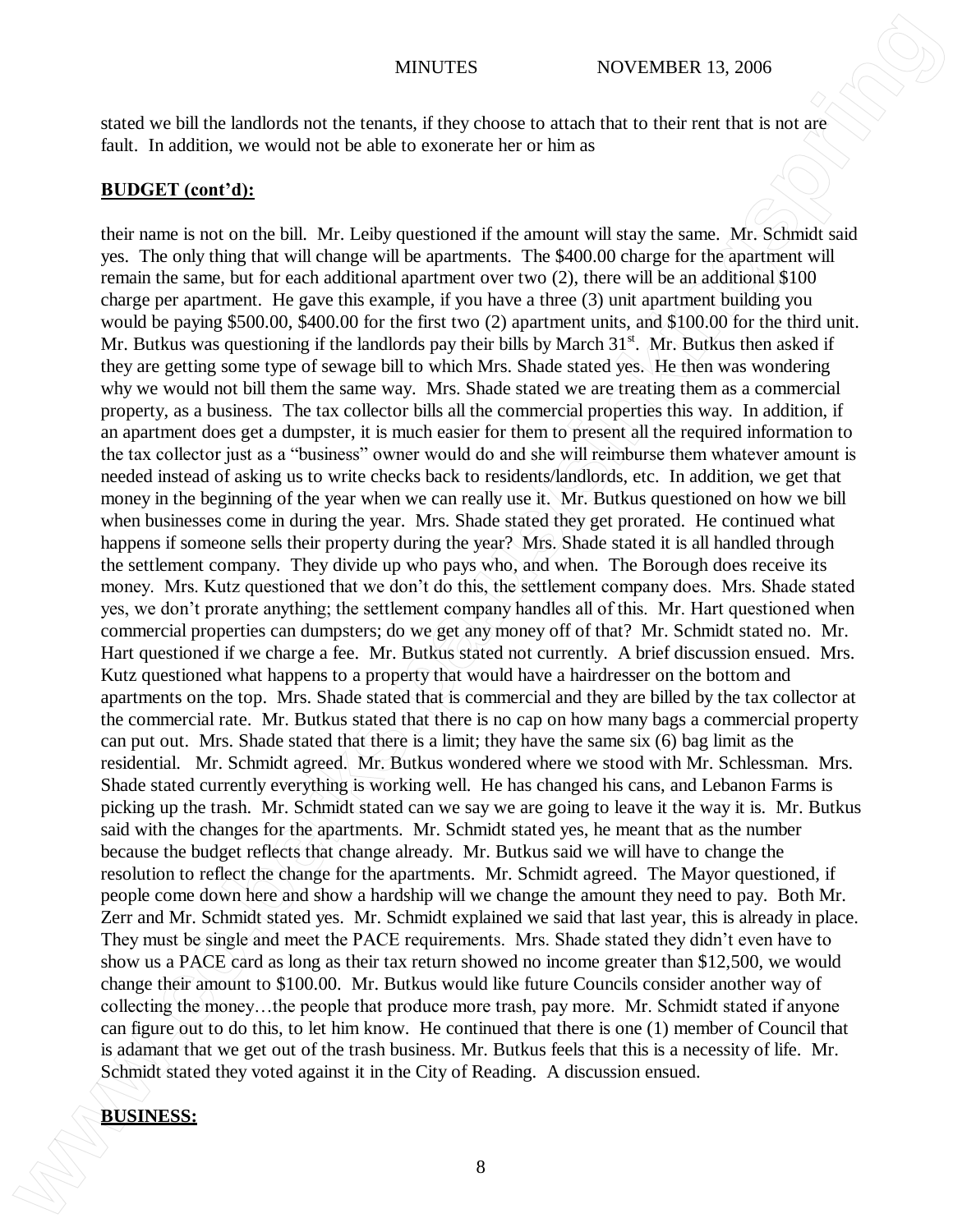stated we bill the landlords not the tenants, if they choose to attach that to their rent that is not are fault. In addition, we would not be able to exonerate her or him as

**BUDGET (cont'd):**

their name is not on the bill. Mr. Leiby questioned if the amount will stay the same. Mr. Schmidt said yes. The only thing that will change will be apartments. The $400.00 charge for the apartment will remain the same, but for each additional apartment over two (2), there will be an additional $100 charge per apartment. He gave this example, if you have a three (3) unit apartment building you would be paying $500.00, $400.00 for the first two (2) apartment units, and $100.00 for the third unit. Mr. Butkus was questioning if the landlords pay their bills by March 31st. Mr. Butkus then asked if they are getting some type of sewage bill to which Mrs. Shade stated yes. He then was wondering why we would not bill them the same way. Mrs. Shade stated we are treating them as a commercial property, as a business. The tax collector bills all the commercial properties this way. In addition, if an apartment does get a dumpster, it is much easier for them to present all the required information to the tax collector just as a "business" owner would do and she will reimburse them whatever amount is needed instead of asking us to write checks back to residents/landlords, etc. In addition, we get that money in the beginning of the year when we can really use it. Mr. Butkus questioned on how we bill when businesses come in during the year. Mrs. Shade stated they get prorated. He continued what happens if someone sells their property during the year? Mrs. Shade stated it is all handled through the settlement company. They divide up who pays who, and when. The Borough does receive its money. Mrs. Kutz questioned that we don't do this, the settlement company does. Mrs. Shade stated yes, we don't prorate anything; the settlement company handles all of this. Mr. Hart questioned when commercial properties can dumpsters; do we get any money off of that? Mr. Schmidt stated no. Mr. Hart questioned if we charge a fee. Mr. Butkus stated not currently. A brief discussion ensued. Mrs. Kutz questioned what happens to a property that would have a hairdresser on the bottom and apartments on the top. Mrs. Shade stated that is commercial and they are billed by the tax collector at the commercial rate. Mr. Butkus stated that there is no cap on how many bags a commercial property can put out. Mrs. Shade stated that there is a limit; they have the same six (6) bag limit as the residential. Mr. Schmidt agreed. Mr. Butkus wondered where we stood with Mr. Schlessman. Mrs. Shade stated currently everything is working well. He has changed his cans, and Lebanon Farms is picking up the trash. Mr. Schmidt stated can we say we are going to leave it the way it is. Mr. Butkus said with the changes for the apartments. Mr. Schmidt stated yes, he meant that as the number because the budget reflects that change already. Mr. Butkus said we will have to change the resolution to reflect the change for the apartments. Mr. Schmidt agreed. The Mayor questioned, if people come down here and show a hardship will we change the amount they need to pay. Both Mr. Zerr and Mr. Schmidt stated yes. Mr. Schmidt explained we said that last year, this is already in place. They must be single and meet the PACE requirements. Mrs. Shade stated they didn't even have to show us a PACE card as long as their tax return showed no income greater than $12,500, we would change their amount to $100.00. Mr. Butkus would like future Councils consider another way of collecting the money…the people that produce more trash, pay more. Mr. Schmidt stated if anyone can figure out to do this, to let him know. He continued that there is one (1) member of Council that is adamant that we get out of the trash business. Mr. Butkus feels that this is a necessity of life. Mr. Schmidt stated they voted against it in the City of Reading. A discussion ensued.

**BUSINESS:**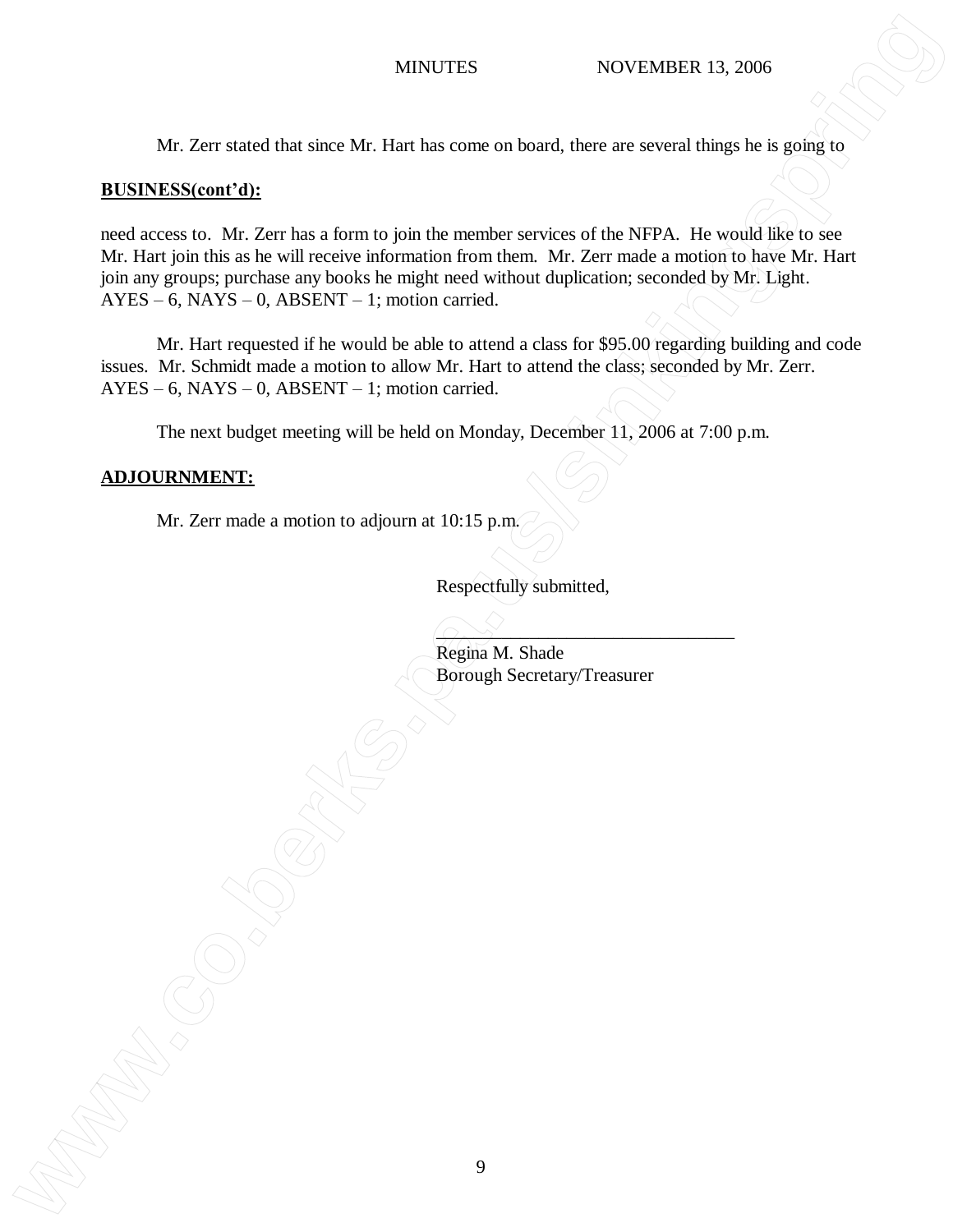Mr. Zerr stated that since Mr. Hart has come on board, there are several things he is going to

**BUSINESS(cont'd):**

need access to. Mr. Zerr has a form to join the member services of the NFPA. He would like to see Mr. Hart join this as he will receive information from them. Mr. Zerr made a motion to have Mr. Hart join any groups; purchase any books he might need without duplication; seconded by Mr. Light. AYES – 6, NAYS – 0, ABSENT – 1; motion carried.

Mr. Hart requested if he would be able to attend a class for $95.00 regarding building and code issues. Mr. Schmidt made a motion to allow Mr. Hart to attend the class; seconded by Mr. Zerr. AYES – 6, NAYS – 0, ABSENT – 1; motion carried.

The next budget meeting will be held on Monday, December 11, 2006 at 7:00 p.m.

**ADJOURNMENT:**

Mr. Zerr made a motion to adjourn at 10:15 p.m.

Respectfully submitted,

\_\_\_\_\_\_\_\_\_\_\_\_\_\_\_\_\_\_\_\_\_\_\_\_\_\_\_\_\_\_\_\_

Regina M. Shade
Borough Secretary/Treasurer